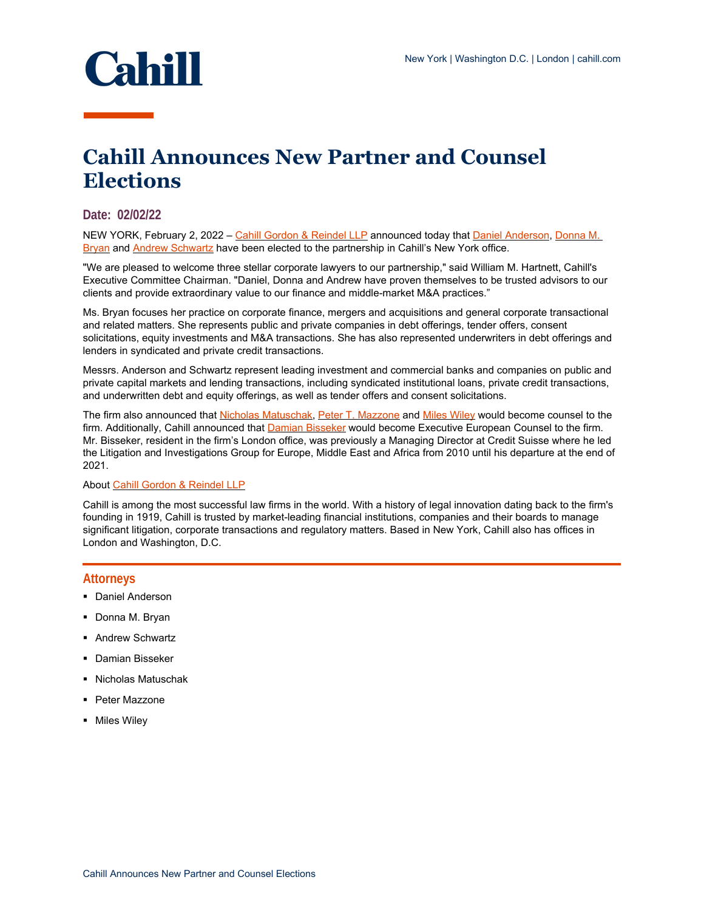# Cahill Announces New Partner and Counsel Elections

**Date: 02/02/22**

NEW YORK, February 2, 2022 – Cahill Gordon & Reindel LLP announced today that Daniel Anderson, Donna M. Bryan and Andrew Schwartz have been elected to the partnership in Cahill's New York office.

"We are pleased to welcome three stellar corporate lawyers to our partnership," said William M. Hartnett, Cahill's Executive Committee Chairman. "Daniel, Donna and Andrew have proven themselves to be trusted advisors to our clients and provide extraordinary value to our finance and middle-market M&A practices."

Ms. Bryan focuses her practice on corporate finance, mergers and acquisitions and general corporate transactional and related matters. She represents public and private companies in debt offerings, tender offers, consent solicitations, equity investments and M&A transactions. She has also represented underwriters in debt offerings and lenders in syndicated and private credit transactions.

Messrs. Anderson and Schwartz represent leading investment and commercial banks and companies on public and private capital markets and lending transactions, including syndicated institutional loans, private credit transactions, and underwritten debt and equity offerings, as well as tender offers and consent solicitations.

The firm also announced that Nicholas Matuschak, Peter T. Mazzone and Miles Wiley would become counsel to the firm. Additionally, Cahill announced that Damian Bisseker would become Executive European Counsel to the firm. Mr. Bisseker, resident in the firm's London office, was previously a Managing Director at Credit Suisse where he led the Litigation and Investigations Group for Europe, Middle East and Africa from 2010 until his departure at the end of 2021.

About Cahill Gordon & Reindel LLP

Cahill is among the most successful law firms in the world. With a history of legal innovation dating back to the firm's founding in 1919, Cahill is trusted by market-leading financial institutions, companies and their boards to manage significant litigation, corporate transactions and regulatory matters. Based in New York, Cahill also has offices in London and Washington, D.C.

## Attorneys

- Daniel Anderson
- Donna M. Bryan
- Andrew Schwartz
- Damian Bisseker
- Nicholas Matuschak
- Peter Mazzone
- Miles Wiley